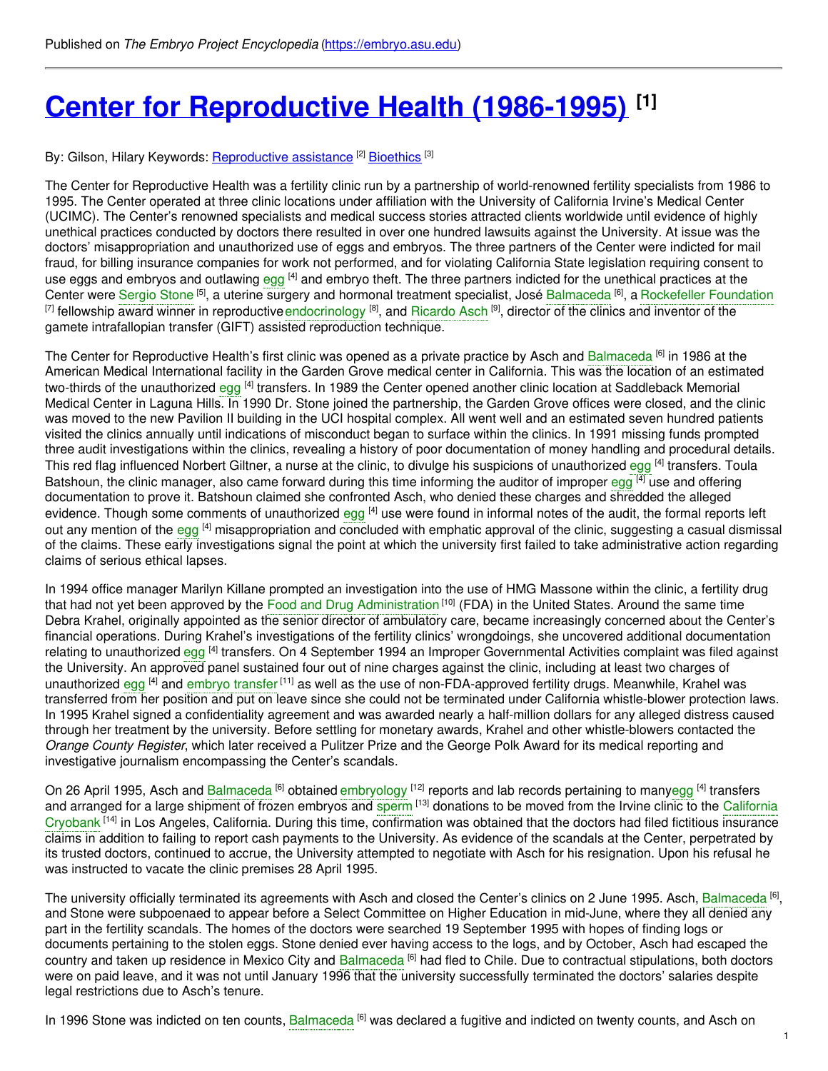Published on *The Embryo Project Encyclopedia* (https://embryo.asu.edu)

# Center for Reproductive Health (1986-1995) [1]

By: Gilson, Hilary Keywords: Reproductive assistance [2] Bioethics [3]

The Center for Reproductive Health was a fertility clinic run by a partnership of world-renowned fertility specialists from 1986 to 1995. The Center operated at three clinic locations under affiliation with the University of California Irvine's Medical Center (UCIMC). The Center's renowned specialists and medical success stories attracted clients worldwide until evidence of highly unethical practices conducted by doctors there resulted in over one hundred lawsuits against the University. At issue was the doctors' misappropriation and unauthorized use of eggs and embryos. The three partners of the Center were indicted for mail fraud, for billing insurance companies for work not performed, and for violating California State legislation requiring consent to use eggs and embryos and outlawing egg [4] and embryo theft. The three partners indicted for the unethical practices at the Center were Sergio Stone [5], a uterine surgery and hormonal treatment specialist, José Balmaceda [6], a Rockefeller Foundation [7] fellowship award winner in reproductive endocrinology [8], and Ricardo Asch [9], director of the clinics and inventor of the gamete intrafallopian transfer (GIFT) assisted reproduction technique.

The Center for Reproductive Health's first clinic was opened as a private practice by Asch and Balmaceda [6] in 1986 at the American Medical International facility in the Garden Grove medical center in California. This was the location of an estimated two-thirds of the unauthorized egg [4] transfers. In 1989 the Center opened another clinic location at Saddleback Memorial Medical Center in Laguna Hills. In 1990 Dr. Stone joined the partnership, the Garden Grove offices were closed, and the clinic was moved to the new Pavilion II building in the UCI hospital complex. All went well and an estimated seven hundred patients visited the clinics annually until indications of misconduct began to surface within the clinics. In 1991 missing funds prompted three audit investigations within the clinics, revealing a history of poor documentation of money handling and procedural details. This red flag influenced Norbert Giltner, a nurse at the clinic, to divulge his suspicions of unauthorized egg [4] transfers. Toula Batshoun, the clinic manager, also came forward during this time informing the auditor of improper egg [4] use and offering documentation to prove it. Batshoun claimed she confronted Asch, who denied these charges and shredded the alleged evidence. Though some comments of unauthorized egg [4] use were found in informal notes of the audit, the formal reports left out any mention of the egg [4] misappropriation and concluded with emphatic approval of the clinic, suggesting a casual dismissal of the claims. These early investigations signal the point at which the university first failed to take administrative action regarding claims of serious ethical lapses.

In 1994 office manager Marilyn Killane prompted an investigation into the use of HMG Massone within the clinic, a fertility drug that had not yet been approved by the Food and Drug Administration [10] (FDA) in the United States. Around the same time Debra Krahel, originally appointed as the senior director of ambulatory care, became increasingly concerned about the Center's financial operations. During Krahel's investigations of the fertility clinics' wrongdoings, she uncovered additional documentation relating to unauthorized egg [4] transfers. On 4 September 1994 an Improper Governmental Activities complaint was filed against the University. An approved panel sustained four out of nine charges against the clinic, including at least two charges of unauthorized egg [4] and embryo transfer [11] as well as the use of non-FDA-approved fertility drugs. Meanwhile, Krahel was transferred from her position and put on leave since she could not be terminated under California whistle-blower protection laws. In 1995 Krahel signed a confidentiality agreement and was awarded nearly a half-million dollars for any alleged distress caused through her treatment by the university. Before settling for monetary awards, Krahel and other whistle-blowers contacted the *Orange County Register*, which later received a Pulitzer Prize and the George Polk Award for its medical reporting and investigative journalism encompassing the Center's scandals.

On 26 April 1995, Asch and Balmaceda [6] obtained embryology [12] reports and lab records pertaining to many egg [4] transfers and arranged for a large shipment of frozen embryos and sperm [13] donations to be moved from the Irvine clinic to the California Cryobank [14] in Los Angeles, California. During this time, confirmation was obtained that the doctors had filed fictitious insurance claims in addition to failing to report cash payments to the University. As evidence of the scandals at the Center, perpetrated by its trusted doctors, continued to accrue, the University attempted to negotiate with Asch for his resignation. Upon his refusal he was instructed to vacate the clinic premises 28 April 1995.

The university officially terminated its agreements with Asch and closed the Center's clinics on 2 June 1995. Asch, Balmaceda [6], and Stone were subpoenaed to appear before a Select Committee on Higher Education in mid-June, where they all denied any part in the fertility scandals. The homes of the doctors were searched 19 September 1995 with hopes of finding logs or documents pertaining to the stolen eggs. Stone denied ever having access to the logs, and by October, Asch had escaped the country and taken up residence in Mexico City and Balmaceda [6] had fled to Chile. Due to contractual stipulations, both doctors were on paid leave, and it was not until January 1996 that the university successfully terminated the doctors' salaries despite legal restrictions due to Asch's tenure.

In 1996 Stone was indicted on ten counts, Balmaceda [6] was declared a fugitive and indicted on twenty counts, and Asch on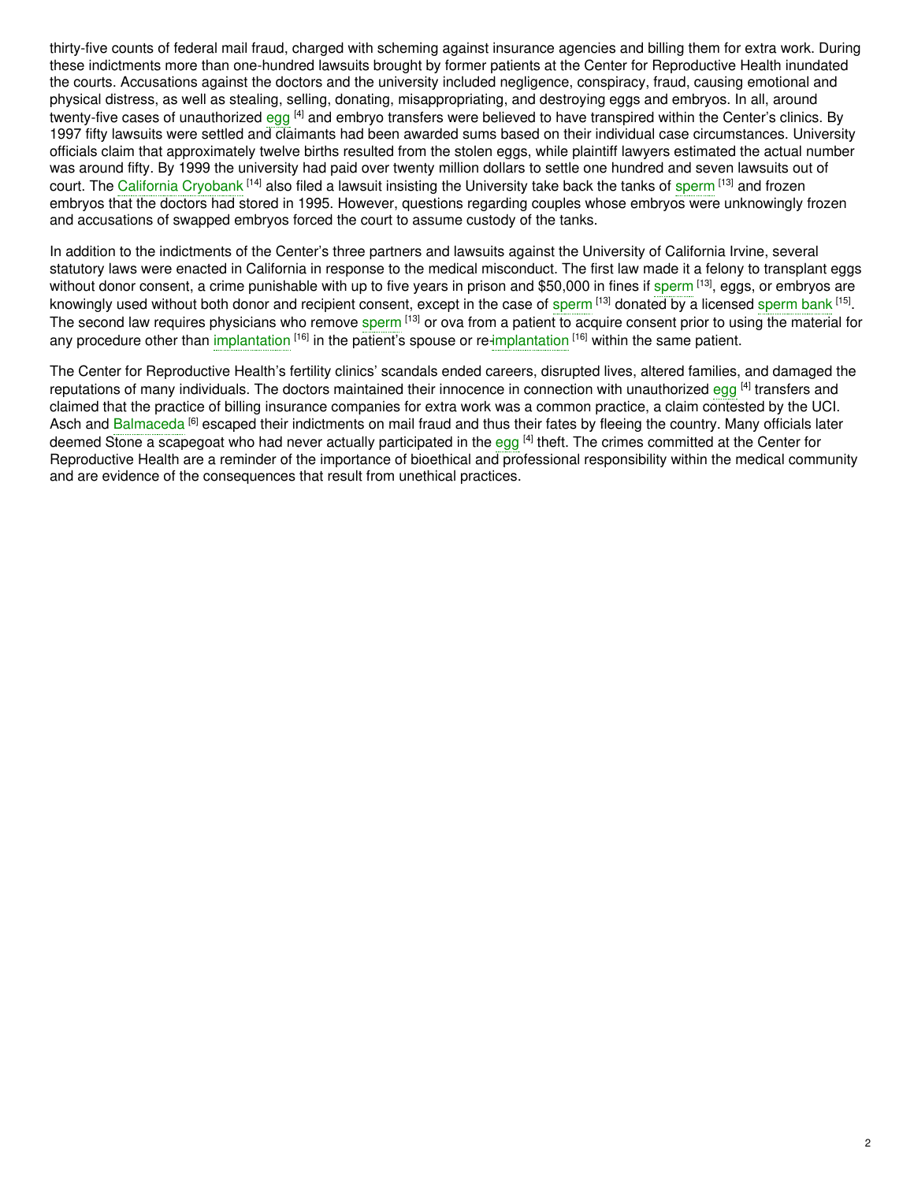thirty-five counts of federal mail fraud, charged with scheming against insurance agencies and billing them for extra work. During these indictments more than one-hundred lawsuits brought by former patients at the Center for Reproductive Health inundated the courts. Accusations against the doctors and the university included negligence, conspiracy, fraud, causing emotional and physical distress, as well as stealing, selling, donating, misappropriating, and destroying eggs and embryos. In all, around twenty-five cases of unauthorized egg [4] and embryo transfers were believed to have transpired within the Center's clinics. By 1997 fifty lawsuits were settled and claimants had been awarded sums based on their individual case circumstances. University officials claim that approximately twelve births resulted from the stolen eggs, while plaintiff lawyers estimated the actual number was around fifty. By 1999 the university had paid over twenty million dollars to settle one hundred and seven lawsuits out of court. The California Cryobank [14] also filed a lawsuit insisting the University take back the tanks of sperm [13] and frozen embryos that the doctors had stored in 1995. However, questions regarding couples whose embryos were unknowingly frozen and accusations of swapped embryos forced the court to assume custody of the tanks.

In addition to the indictments of the Center's three partners and lawsuits against the University of California Irvine, several statutory laws were enacted in California in response to the medical misconduct. The first law made it a felony to transplant eggs without donor consent, a crime punishable with up to five years in prison and $50,000 in fines if sperm [13], eggs, or embryos are knowingly used without both donor and recipient consent, except in the case of sperm [13] donated by a licensed sperm bank [15]. The second law requires physicians who remove sperm [13] or ova from a patient to acquire consent prior to using the material for any procedure other than implantation [16] in the patient's spouse or re-implantation [16] within the same patient.

The Center for Reproductive Health's fertility clinics' scandals ended careers, disrupted lives, altered families, and damaged the reputations of many individuals. The doctors maintained their innocence in connection with unauthorized egg [4] transfers and claimed that the practice of billing insurance companies for extra work was a common practice, a claim contested by the UCI. Asch and Balmaceda [6] escaped their indictments on mail fraud and thus their fates by fleeing the country. Many officials later deemed Stone a scapegoat who had never actually participated in the egg [4] theft. The crimes committed at the Center for Reproductive Health are a reminder of the importance of bioethical and professional responsibility within the medical community and are evidence of the consequences that result from unethical practices.